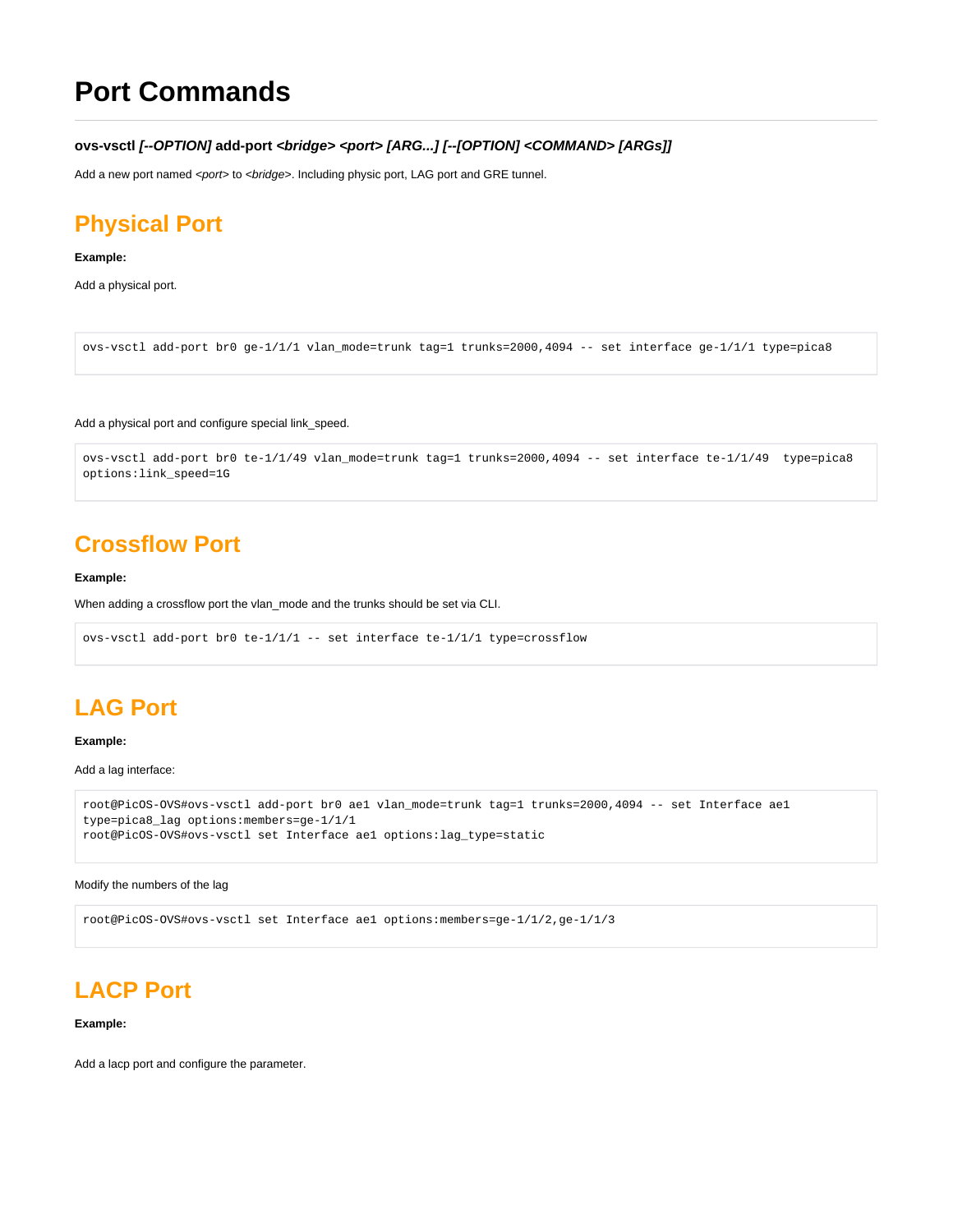# Port Commands

***ovs-vsctl** [--OPTION] **add-port** <bridge> <port> [ARG...] [--[OPTION] <COMMAND> [ARGs]]*

Add a new port named *<port>* to *<bridge>*. Including physic port, LAG port and GRE tunnel.

## Physical Port

**Example:**

Add a physical port.

```
ovs-vsctl add-port br0 ge-1/1/1 vlan_mode=trunk tag=1 trunks=2000,4094 -- set interface ge-1/1/1 type=pica8
```

Add a physical port and configure special link_speed.

```
ovs-vsctl add-port br0 te-1/1/49 vlan_mode=trunk tag=1 trunks=2000,4094 -- set interface te-1/1/49  type=pica8
options:link_speed=1G
```

## Crossflow Port

**Example:**

When adding a crossflow port the vlan_mode and the trunks should be set via CLI.

```
ovs-vsctl add-port br0 te-1/1/1 -- set interface te-1/1/1 type=crossflow
```

## LAG Port

**Example:**

Add a lag interface:

```
root@PicOS-OVS#ovs-vsctl add-port br0 ae1 vlan_mode=trunk tag=1 trunks=2000,4094 -- set Interface ae1
type=pica8_lag options:members=ge-1/1/1
root@PicOS-OVS#ovs-vsctl set Interface ae1 options:lag_type=static
```

Modify the numbers of the lag

```
root@PicOS-OVS#ovs-vsctl set Interface ae1 options:members=ge-1/1/2,ge-1/1/3
```

## LACP Port

**Example:**

Add a lacp port and configure the parameter.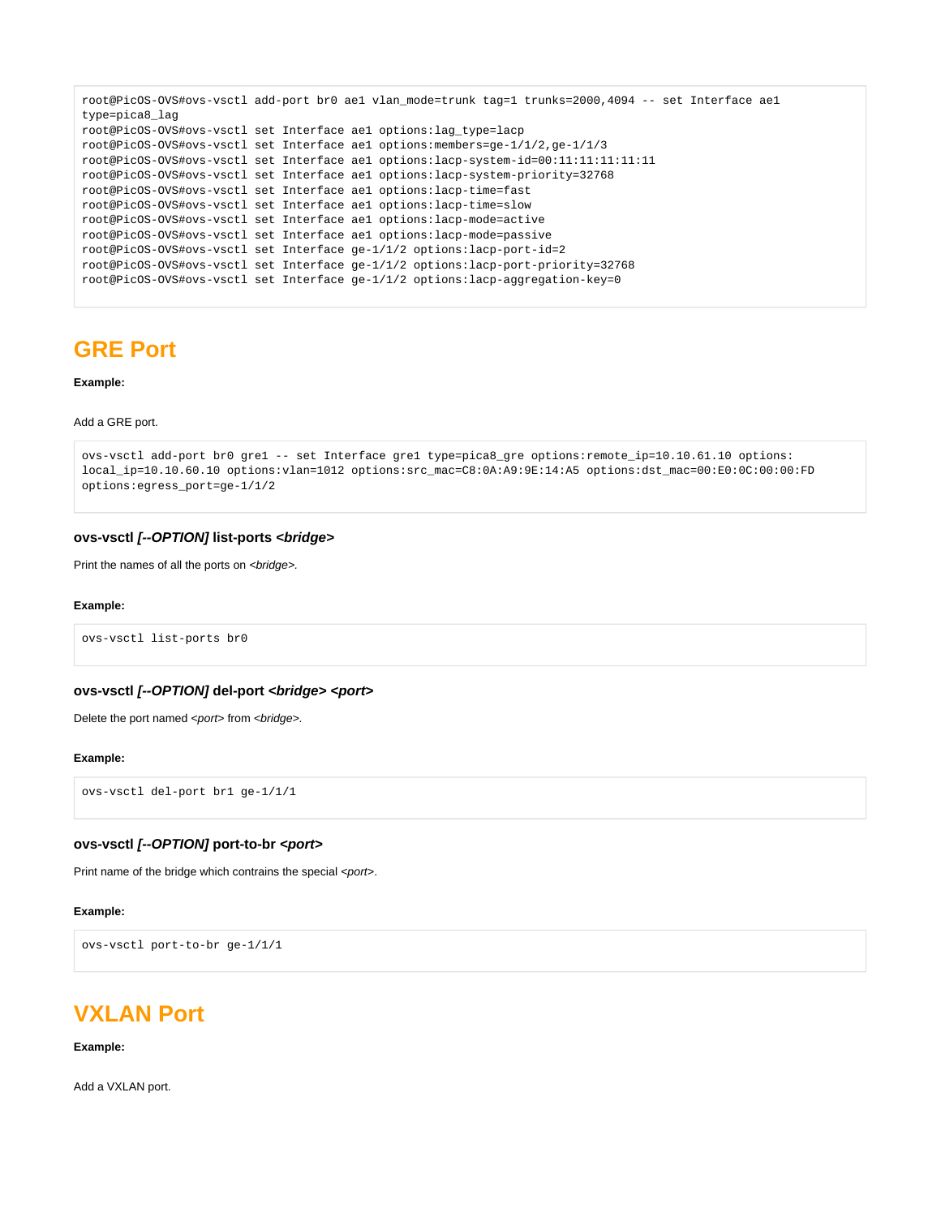```
root@PicOS-OVS#ovs-vsctl add-port br0 ae1 vlan_mode=trunk tag=1 trunks=2000,4094 -- set Interface ae1
type=pica8_lag
root@PicOS-OVS#ovs-vsctl set Interface ae1 options:lag_type=lacp
root@PicOS-OVS#ovs-vsctl set Interface ae1 options:members=ge-1/1/2,ge-1/1/3
root@PicOS-OVS#ovs-vsctl set Interface ae1 options:lacp-system-id=00:11:11:11:11:11
root@PicOS-OVS#ovs-vsctl set Interface ae1 options:lacp-system-priority=32768
root@PicOS-OVS#ovs-vsctl set Interface ae1 options:lacp-time=fast
root@PicOS-OVS#ovs-vsctl set Interface ae1 options:lacp-time=slow
root@PicOS-OVS#ovs-vsctl set Interface ae1 options:lacp-mode=active
root@PicOS-OVS#ovs-vsctl set Interface ae1 options:lacp-mode=passive
root@PicOS-OVS#ovs-vsctl set Interface ge-1/1/2 options:lacp-port-id=2
root@PicOS-OVS#ovs-vsctl set Interface ge-1/1/2 options:lacp-port-priority=32768
root@PicOS-OVS#ovs-vsctl set Interface ge-1/1/2 options:lacp-aggregation-key=0
```

## GRE Port

**Example:**

Add a GRE port.

```
ovs-vsctl add-port br0 gre1 -- set Interface gre1 type=pica8_gre options:remote_ip=10.10.61.10 options:
local_ip=10.10.60.10 options:vlan=1012 options:src_mac=C8:0A:A9:9E:14:A5 options:dst_mac=00:E0:0C:00:00:FD
options:egress_port=ge-1/1/2
```

### ovs-vsctl *[--OPTION]* list-ports *<bridge>*

Print the names of all the ports on *<bridge>.*

**Example:**

```
ovs-vsctl list-ports br0
```

### ovs-vsctl *[--OPTION]* del-port *<bridge> <port>*

Delete the port named *<port>* from *<bridge>.*

**Example:**

```
ovs-vsctl del-port br1 ge-1/1/1
```

### ovs-vsctl *[--OPTION]* port-to-br *<port>*

Print name of the bridge which contrains the special *<port>*.

**Example:**

```
ovs-vsctl port-to-br ge-1/1/1
```

## VXLAN Port

**Example:**

Add a VXLAN port.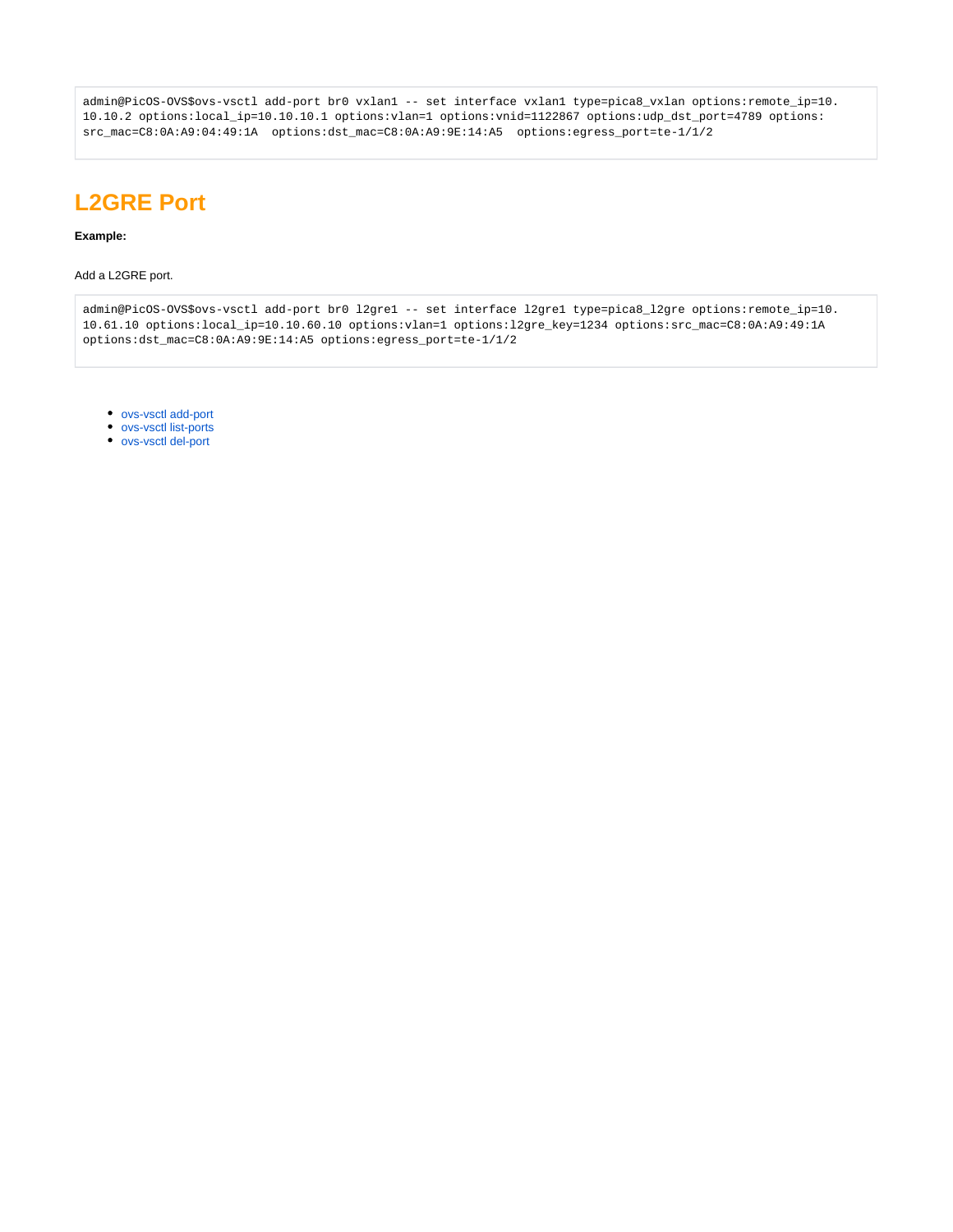```
admin@PicOS-OVS$ovs-vsctl add-port br0 vxlan1 -- set interface vxlan1 type=pica8_vxlan options:remote_ip=10.
10.10.2 options:local_ip=10.10.10.1 options:vlan=1 options:vnid=1122867 options:udp_dst_port=4789 options:
src_mac=C8:0A:A9:04:49:1A  options:dst_mac=C8:0A:A9:9E:14:A5  options:egress_port=te-1/1/2
```

## L2GRE Port

**Example:**

Add a L2GRE port.

```
admin@PicOS-OVS$ovs-vsctl add-port br0 l2gre1 -- set interface l2gre1 type=pica8_l2gre options:remote_ip=10.
10.61.10 options:local_ip=10.10.60.10 options:vlan=1 options:l2gre_key=1234 options:src_mac=C8:0A:A9:49:1A
options:dst_mac=C8:0A:A9:9E:14:A5 options:egress_port=te-1/1/2
```

- ovs-vsctl add-port
- ovs-vsctl list-ports
- ovs-vsctl del-port